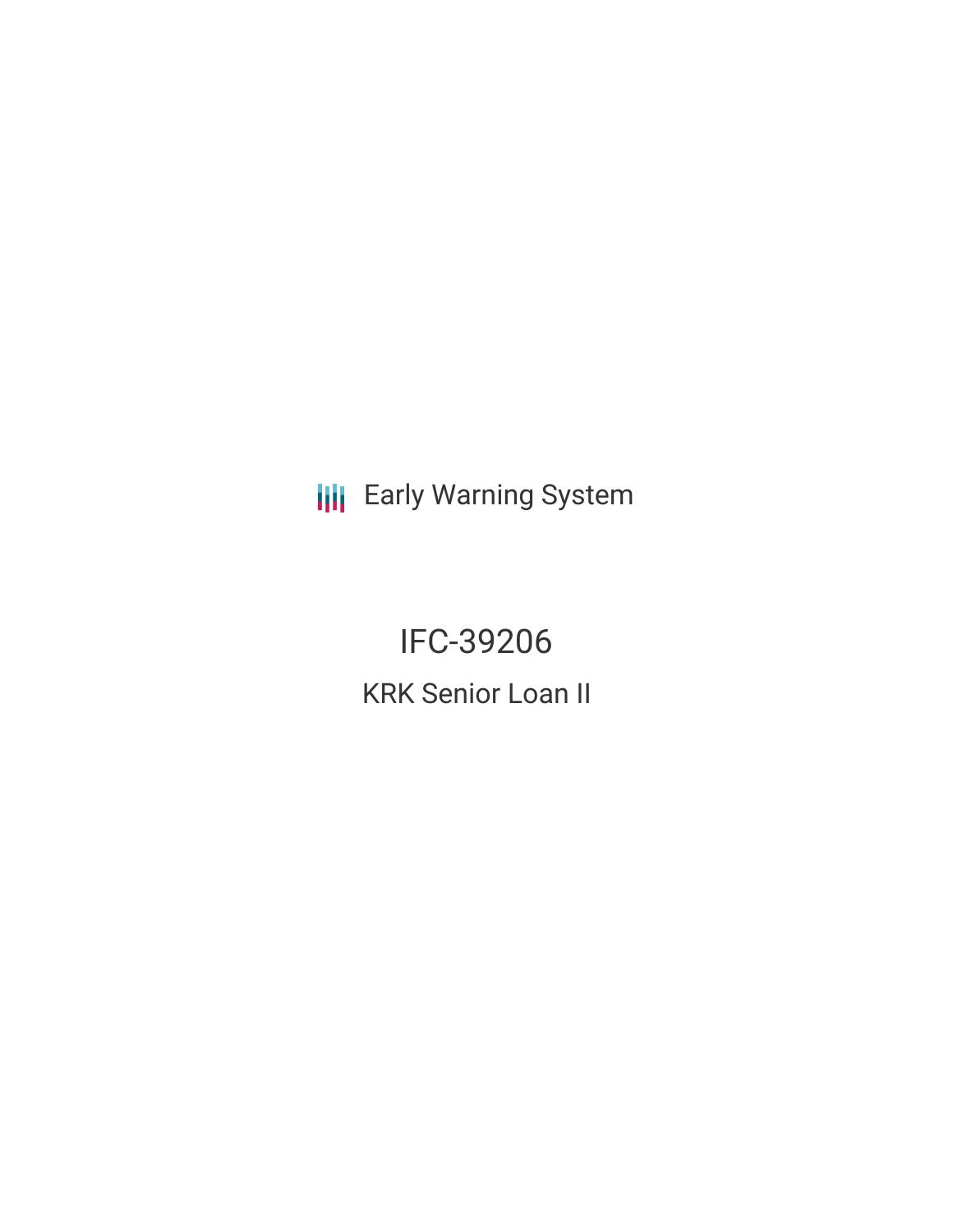Early Warning System

# IFC-39206

## KRK Senior Loan II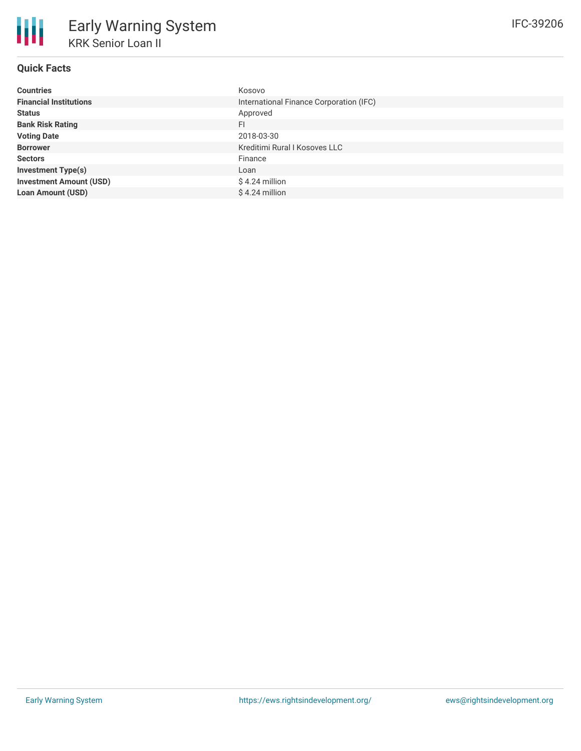# Early Warning System

## KRK Senior Loan II

IFC-39206

### Quick Facts

| | |
|---|---|
| **Countries** | Kosovo |
| **Financial Institutions** | International Finance Corporation (IFC) |
| **Status** | Approved |
| **Bank Risk Rating** | FI |
| **Voting Date** | 2018-03-30 |
| **Borrower** | Kreditimi Rural I Kosoves LLC |
| **Sectors** | Finance |
| **Investment Type(s)** | Loan |
| **Investment Amount (USD)** | $ 4.24 million |
| **Loan Amount (USD)** | $ 4.24 million |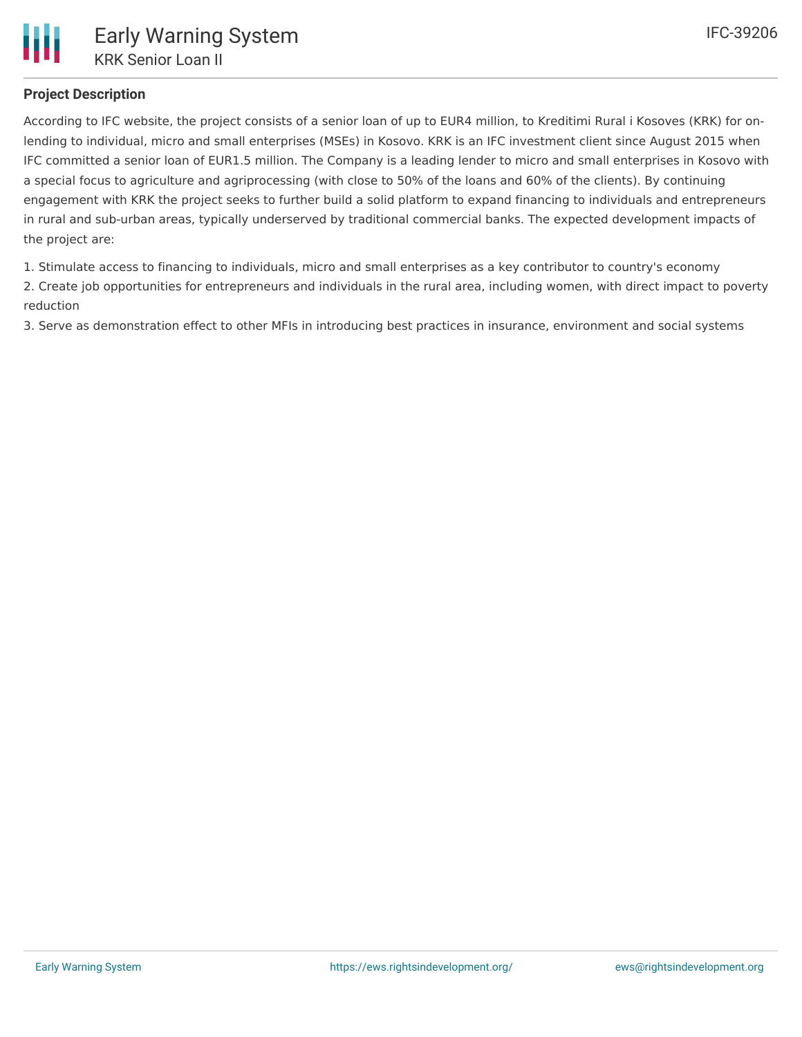## Project Description

According to IFC website, the project consists of a senior loan of up to EUR4 million, to Kreditimi Rural i Kosoves (KRK) for on-lending to individual, micro and small enterprises (MSEs) in Kosovo. KRK is an IFC investment client since August 2015 when IFC committed a senior loan of EUR1.5 million. The Company is a leading lender to micro and small enterprises in Kosovo with a special focus to agriculture and agriprocessing (with close to 50% of the loans and 60% of the clients). By continuing engagement with KRK the project seeks to further build a solid platform to expand financing to individuals and entrepreneurs in rural and sub-urban areas, typically underserved by traditional commercial banks. The expected development impacts of the project are:

1. Stimulate access to financing to individuals, micro and small enterprises as a key contributor to country's economy
2. Create job opportunities for entrepreneurs and individuals in the rural area, including women, with direct impact to poverty reduction
3. Serve as demonstration effect to other MFIs in introducing best practices in insurance, environment and social systems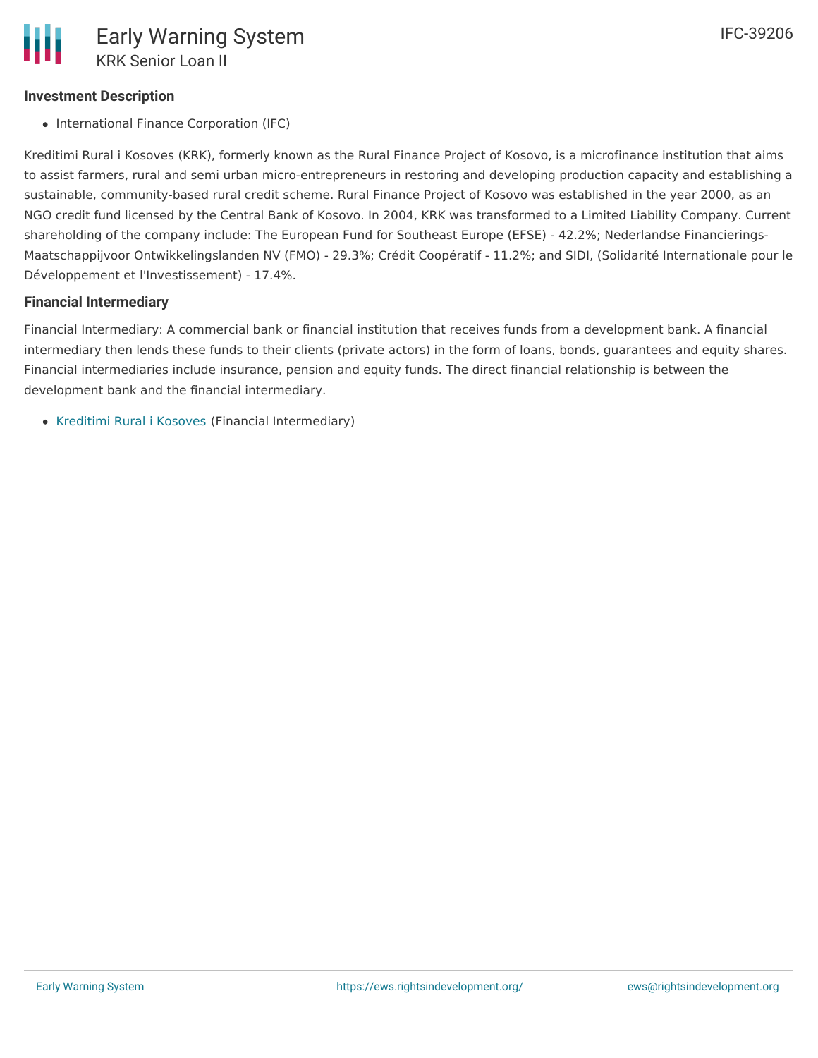## Investment Description

- International Finance Corporation (IFC)

Kreditimi Rural i Kosoves (KRK), formerly known as the Rural Finance Project of Kosovo, is a microfinance institution that aims to assist farmers, rural and semi urban micro-entrepreneurs in restoring and developing production capacity and establishing a sustainable, community-based rural credit scheme. Rural Finance Project of Kosovo was established in the year 2000, as an NGO credit fund licensed by the Central Bank of Kosovo. In 2004, KRK was transformed to a Limited Liability Company. Current shareholding of the company include: The European Fund for Southeast Europe (EFSE) - 42.2%; Nederlandse Financierings-Maatschappijvoor Ontwikkelingslanden NV (FMO) - 29.3%; Crédit Coopératif - 11.2%; and SIDI, (Solidarité Internationale pour le Développement et l'Investissement) - 17.4%.

## Financial Intermediary

Financial Intermediary: A commercial bank or financial institution that receives funds from a development bank. A financial intermediary then lends these funds to their clients (private actors) in the form of loans, bonds, guarantees and equity shares. Financial intermediaries include insurance, pension and equity funds. The direct financial relationship is between the development bank and the financial intermediary.

- Kreditimi Rural i Kosoves (Financial Intermediary)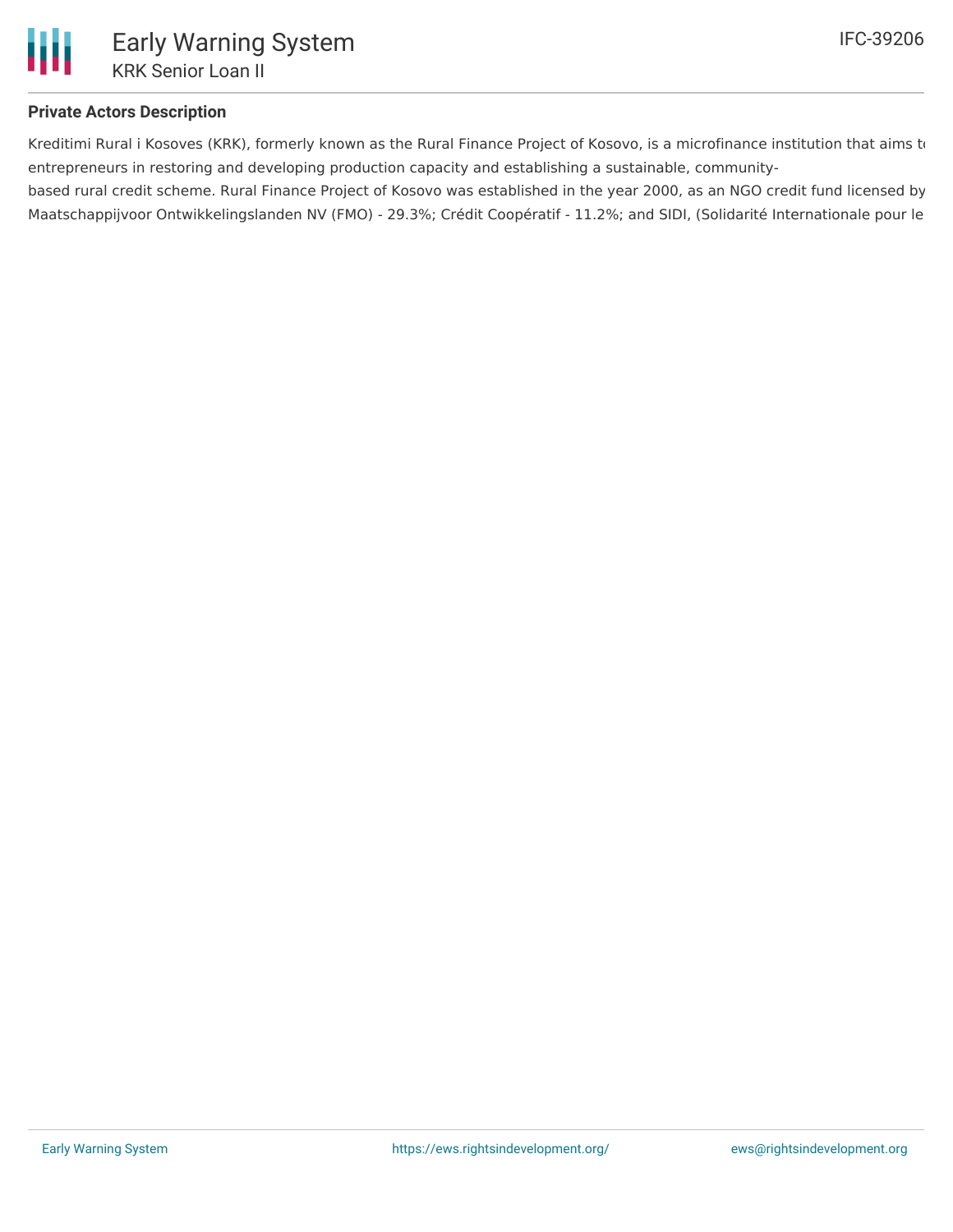## Private Actors Description

Kreditimi Rural i Kosoves (KRK), formerly known as the Rural Finance Project of Kosovo, is a microfinance institution that aims to entrepreneurs in restoring and developing production capacity and establishing a sustainable, community-based rural credit scheme. Rural Finance Project of Kosovo was established in the year 2000, as an NGO credit fund licensed by Maatschappijvoor Ontwikkelingslanden NV (FMO) - 29.3%; Crédit Coopératif - 11.2%; and SIDI, (Solidarité Internationale pour le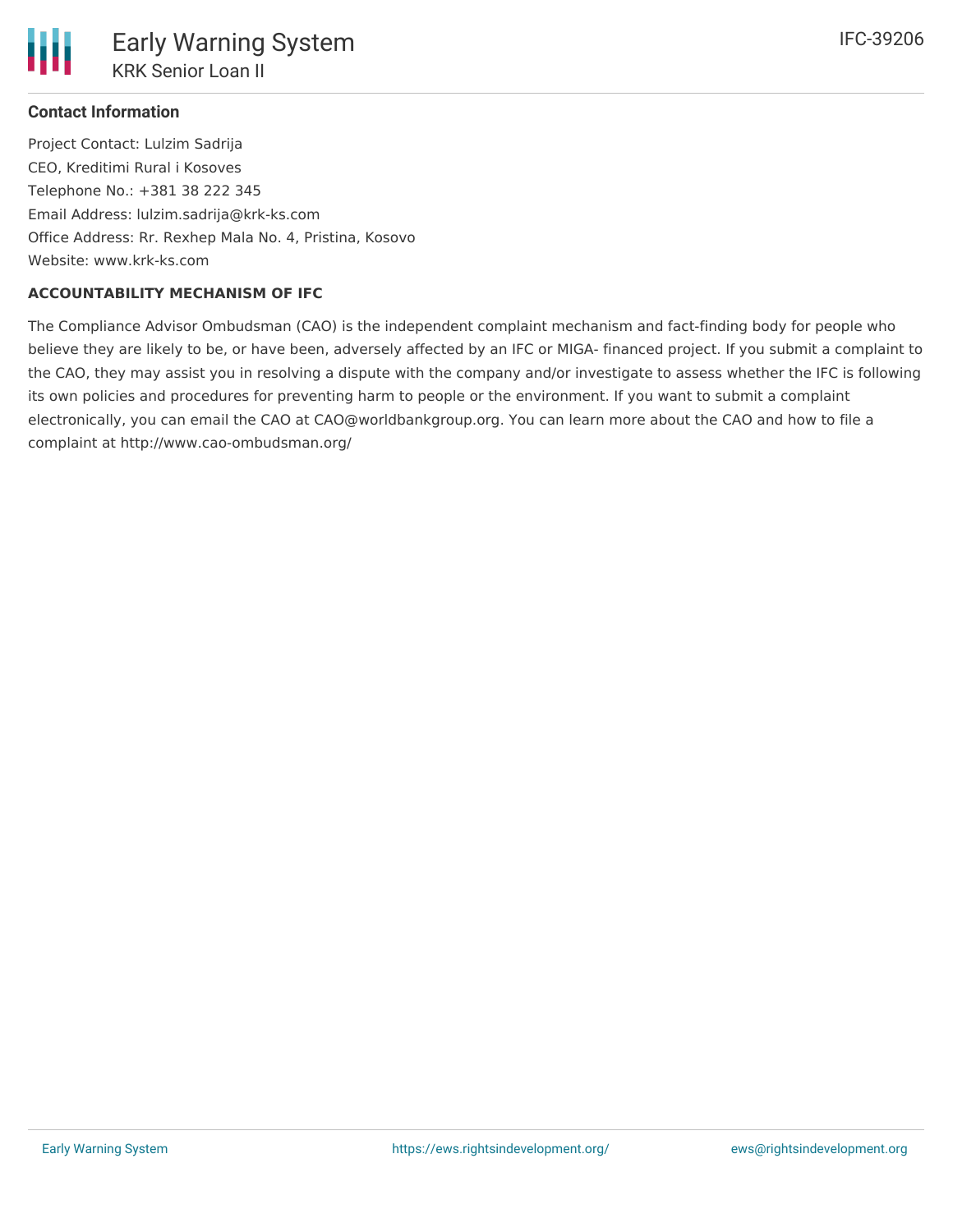### Contact Information

Project Contact: Lulzim Sadrija
CEO, Kreditimi Rural i Kosoves
Telephone No.: +381 38 222 345
Email Address: lulzim.sadrija@krk-ks.com
Office Address: Rr. Rexhep Mala No. 4, Pristina, Kosovo
Website: www.krk-ks.com

**ACCOUNTABILITY MECHANISM OF IFC**

The Compliance Advisor Ombudsman (CAO) is the independent complaint mechanism and fact-finding body for people who believe they are likely to be, or have been, adversely affected by an IFC or MIGA- financed project. If you submit a complaint to the CAO, they may assist you in resolving a dispute with the company and/or investigate to assess whether the IFC is following its own policies and procedures for preventing harm to people or the environment. If you want to submit a complaint electronically, you can email the CAO at CAO@worldbankgroup.org. You can learn more about the CAO and how to file a complaint at http://www.cao-ombudsman.org/